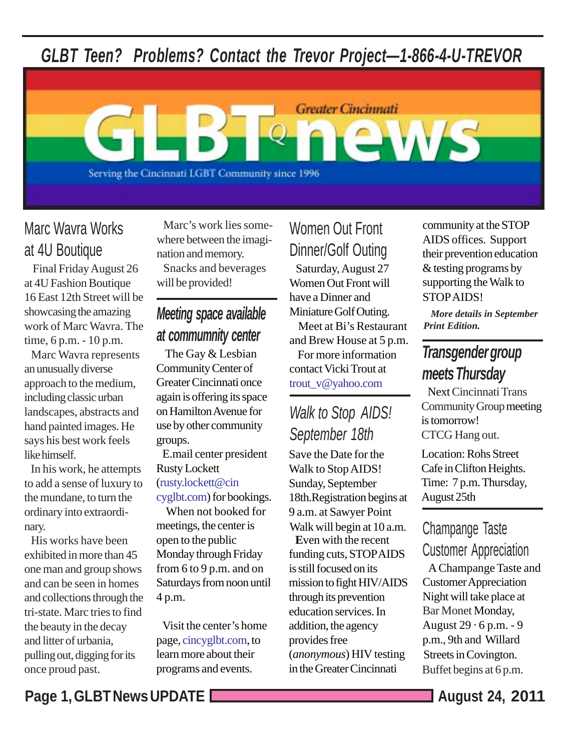*GLBT Teen? Problems? Contact the Trevor Project—1-866-4-U-TREVOR*

# Greater Cincinnati GLBTQ news

Serving the Cincinnati LGBT Community since 1996

## Marc Wavra Works at 4U Boutique

Final Friday August 26 at 4U Fashion Boutique 16 East 12th Street will be showcasing the amazing work of Marc Wavra. The time, 6 p.m. - 10 p.m.

Marc Wavra represents an unusually diverse approach to the medium, including classic urban landscapes, abstracts and hand painted images. He says his best work feels like himself.

In his work, he attempts to add a sense of luxury to the mundane, to turn the ordinary into extraordinary.

His works have been exhibited in more than 45 one man and group shows and can be seen in homes and collections through the tri-state. Marc tries to find the beauty in the decay and litter of urbania, pulling out, digging for its once proud past.

Marc's work lies somewhere between the imagination and memory.

Snacks and beverages will be provided!

## *Meeting space available at commmunity center*

The Gay & Lesbian Community Center of Greater Cincinnati once again is offering its space on Hamilton Avenue for use by other community groups.

E.mail center president Rusty Lockett (rusty.lockett@cincyglbt.com) for bookings.

When not booked for meetings, the center is open to the public Monday through Friday from 6 to 9 p.m. and on Saturdays from noon until 4 p.m.

Visit the center's home page, cincyglbt.com, to learn more about their programs and events.

## Women Out Front Dinner/Golf Outing

Saturday, August 27 Women Out Front will have a Dinner and Miniature Golf Outing.

Meet at Bi's Restaurant and Brew House at 5 p.m.

For more information contact Vicki Trout at trout_v@yahoo.com

## *Walk to Stop AIDS! September 18th*

Save the Date for the Walk to Stop AIDS! Sunday, September 18th.Registration begins at 9 a.m. at Sawyer Point Walk will begin at 10 a.m.

Even with the recent funding cuts, STOP AIDS is still focused on its mission to fight HIV/AIDS through its prevention education services. In addition, the agency provides free (*anonymous*) HIV testing in the Greater Cincinnati community at the STOP AIDS offices. Support their prevention education & testing programs by supporting the Walk to STOP AIDS!

***More details in September Print Edition.***

## *Transgender group meets Thursday*

Next Cincinnati Trans Community Group meeting is tomorrow!
CTCG Hang out.

Location: Rohs Street Cafe in Clifton Heights.
Time: 7 p.m. Thursday, August 25th

## Champange Taste Customer Appreciation

A Champange Taste and Customer Appreciation Night will take place at Bar Monet Monday, August 29 · 6 p.m. - 9 p.m., 9th and Willard Streets in Covington. Buffet begins at 6 p.m.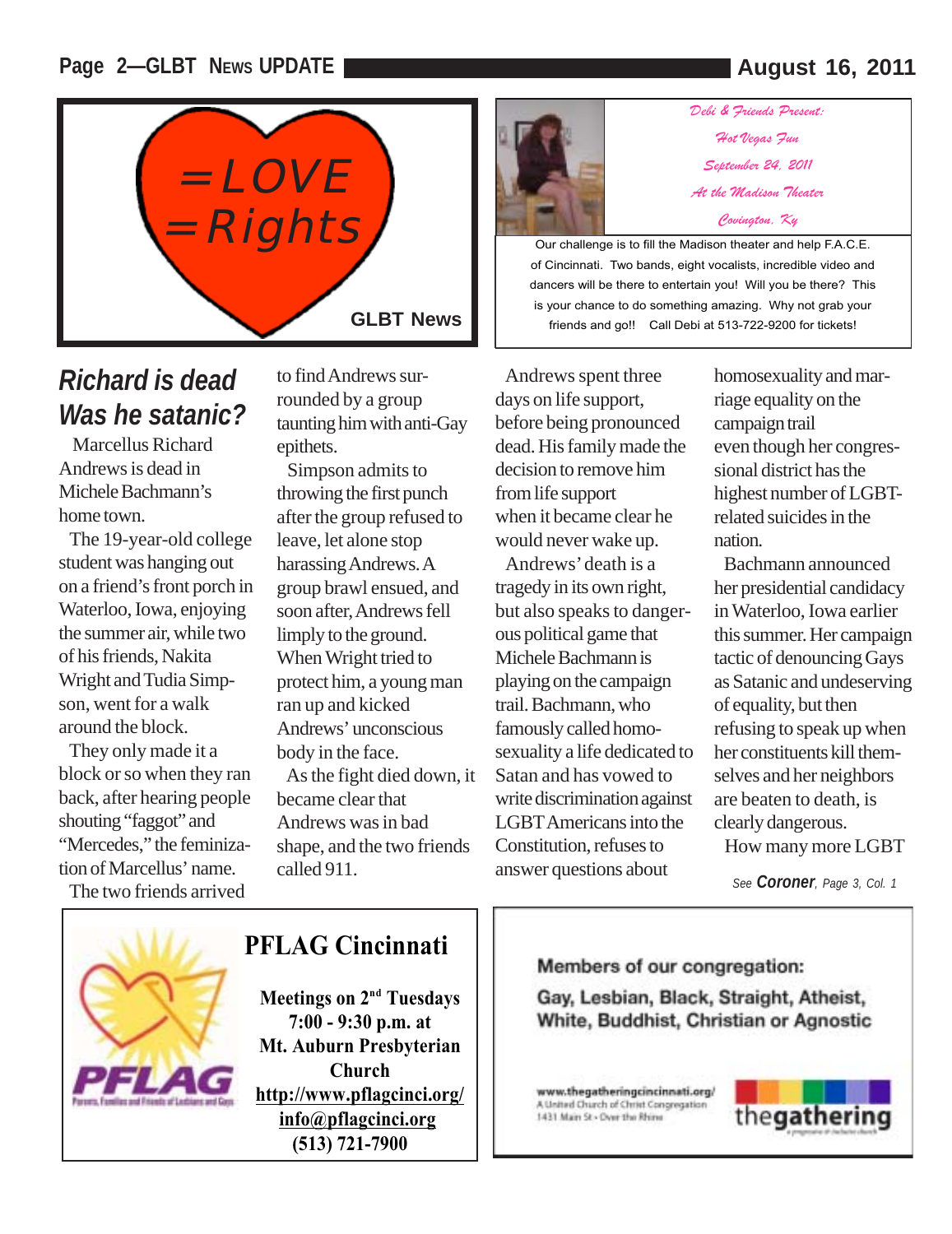=LOVE
=Rights

GLBT News

*Debi & Friends Present:*

*Hot Vegas Fun*

*September 24, 2011*

*At the Madison Theater*

*Covington, Ky*

Our challenge is to fill the Madison theater and help F.A.C.E. of Cincinnati. Two bands, eight vocalists, incredible video and dancers will be there to entertain you! Will you be there? This is your chance to do something amazing. Why not grab your friends and go!! Call Debi at 513-722-9200 for tickets!

## *Richard is dead Was he satanic?*

Marcellus Richard Andrews is dead in Michele Bachmann's home town.

The 19-year-old college student was hanging out on a friend's front porch in Waterloo, Iowa, enjoying the summer air, while two of his friends, Nakita Wright and Tudia Simpson, went for a walk around the block.

They only made it a block or so when they ran back, after hearing people shouting "faggot" and "Mercedes," the feminization of Marcellus' name.

The two friends arrived to find Andrews surrounded by a group taunting him with anti-Gay epithets.

Simpson admits to throwing the first punch after the group refused to leave, let alone stop harassing Andrews. A group brawl ensued, and soon after, Andrews fell limply to the ground. When Wright tried to protect him, a young man ran up and kicked Andrews' unconscious body in the face.

As the fight died down, it became clear that Andrews was in bad shape, and the two friends called 911.

Andrews spent three days on life support, before being pronounced dead. His family made the decision to remove him from life support when it became clear he would never wake up.

Andrews' death is a tragedy in its own right, but also speaks to dangerous political game that Michele Bachmann is playing on the campaign trail. Bachmann, who famously called homosexuality a life dedicated to Satan and has vowed to write discrimination against LGBT Americans into the Constitution, refuses to answer questions about homosexuality and marriage equality on the campaign trail even though her congressional district has the highest number of LGBT-related suicides in the nation.

Bachmann announced her presidential candidacy in Waterloo, Iowa earlier this summer. Her campaign tactic of denouncing Gays as Satanic and undeserving of equality, but then refusing to speak up when her constituents kill themselves and her neighbors are beaten to death, is clearly dangerous.

How many more LGBT

*See **Coroner**, Page 3, Col. 1*

## PFLAG Cincinnati

PFLAG — Parents, Families and Friends of Lesbians and Gays

**Meetings on 2nd Tuesdays**
**7:00 - 9:30 p.m. at**
**Mt. Auburn Presbyterian Church**
**http://www.pflagcinci.org/**
**info@pflagcinci.org**
**(513) 721-7900**

**Members of our congregation:**

**Gay, Lesbian, Black, Straight, Atheist, White, Buddhist, Christian or Agnostic**

www.thegatheringcincinnati.org/
A United Church of Christ Congregation
1431 Main St • Over the Rhine

thegathering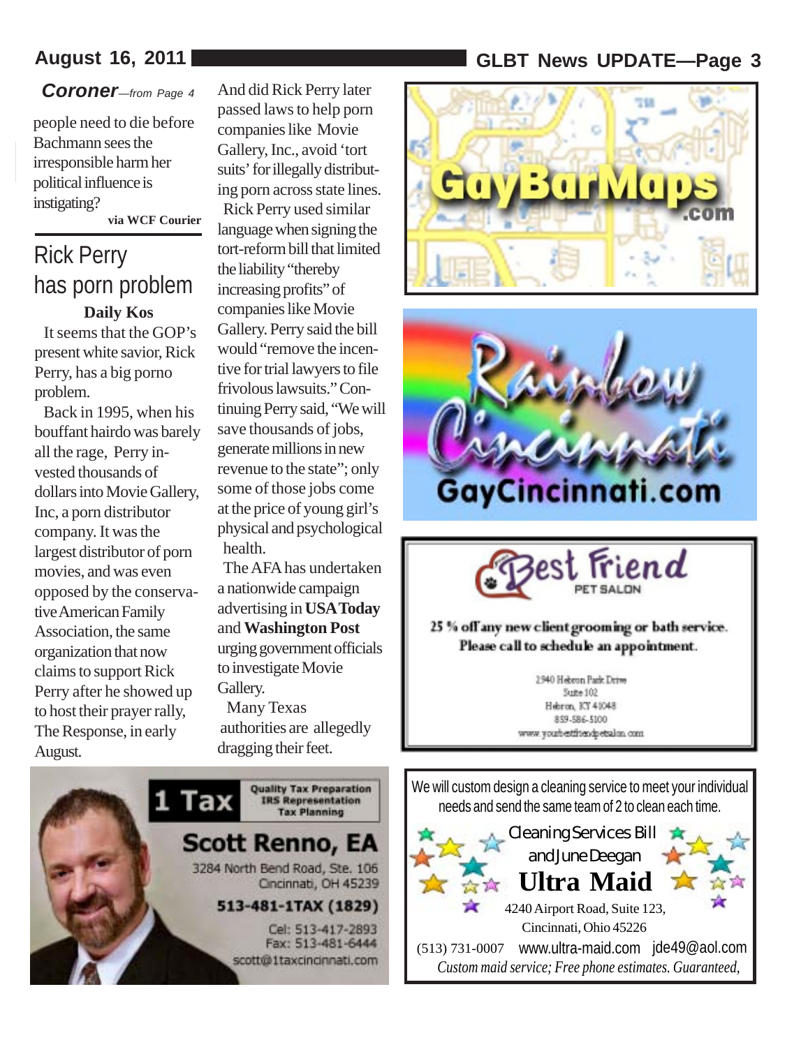**Coroner**—*from Page 4*

people need to die before Bachmann sees the irresponsible harm her political influence is instigating?

**via WCF Courier**

## Rick Perry has porn problem

**Daily Kos**

It seems that the GOP's present white savior, Rick Perry, has a big porno problem.

Back in 1995, when his bouffant hairdo was barely all the rage, Perry invested thousands of dollars into Movie Gallery, Inc, a porn distributor company. It was the largest distributor of porn movies, and was even opposed by the conservative American Family Association, the same organization that now claims to support Rick Perry after he showed up to host their prayer rally, The Response, in early August.

And did Rick Perry later passed laws to help porn companies like Movie Gallery, Inc., avoid 'tort suits' for illegally distributing porn across state lines.

Rick Perry used similar language when signing the tort-reform bill that limited the liability "thereby increasing profits" of companies like Movie Gallery. Perry said the bill would "remove the incentive for trial lawyers to file frivolous lawsuits." Continuing Perry said, "We will save thousands of jobs, generate millions in new revenue to the state"; only some of those jobs come at the price of young girl's physical and psychological health.

The AFA has undertaken a nationwide campaign advertising in **USA Today** and **Washington Post** urging government officials to investigate Movie Gallery.

Many Texas authorities are allegedly dragging their feet.

---

GayBarMaps.com

---

Rainbow Cincinnati

GayCincinnati.com

---

Best Friend PET SALON

25 % off any new client grooming or bath service. Please call to schedule an appointment.

2940 Hebron Park Drive
Suite 102
Hebron, KY 41048
859-586-5100
www.yourbestfriendpetsalon.com

---

1 Tax — Quality Tax Preparation, IRS Representation, Tax Planning

**Scott Renno, EA**

3284 North Bend Road, Ste. 106
Cincinnati, OH 45239

**513-481-1TAX (1829)**

Cel: 513-417-2893
Fax: 513-481-6444
scott@1taxcincinnati.com

---

We will custom design a cleaning service to meet your individual needs and send the same team of 2 to clean each time.

Cleaning Services Bill and June Deegan

**Ultra Maid**

4240 Airport Road, Suite 123,
Cincinnati, Ohio 45226

(513) 731-0007 www.ultra-maid.com jde49@aol.com

*Custom maid service; Free phone estimates. Guaranteed,*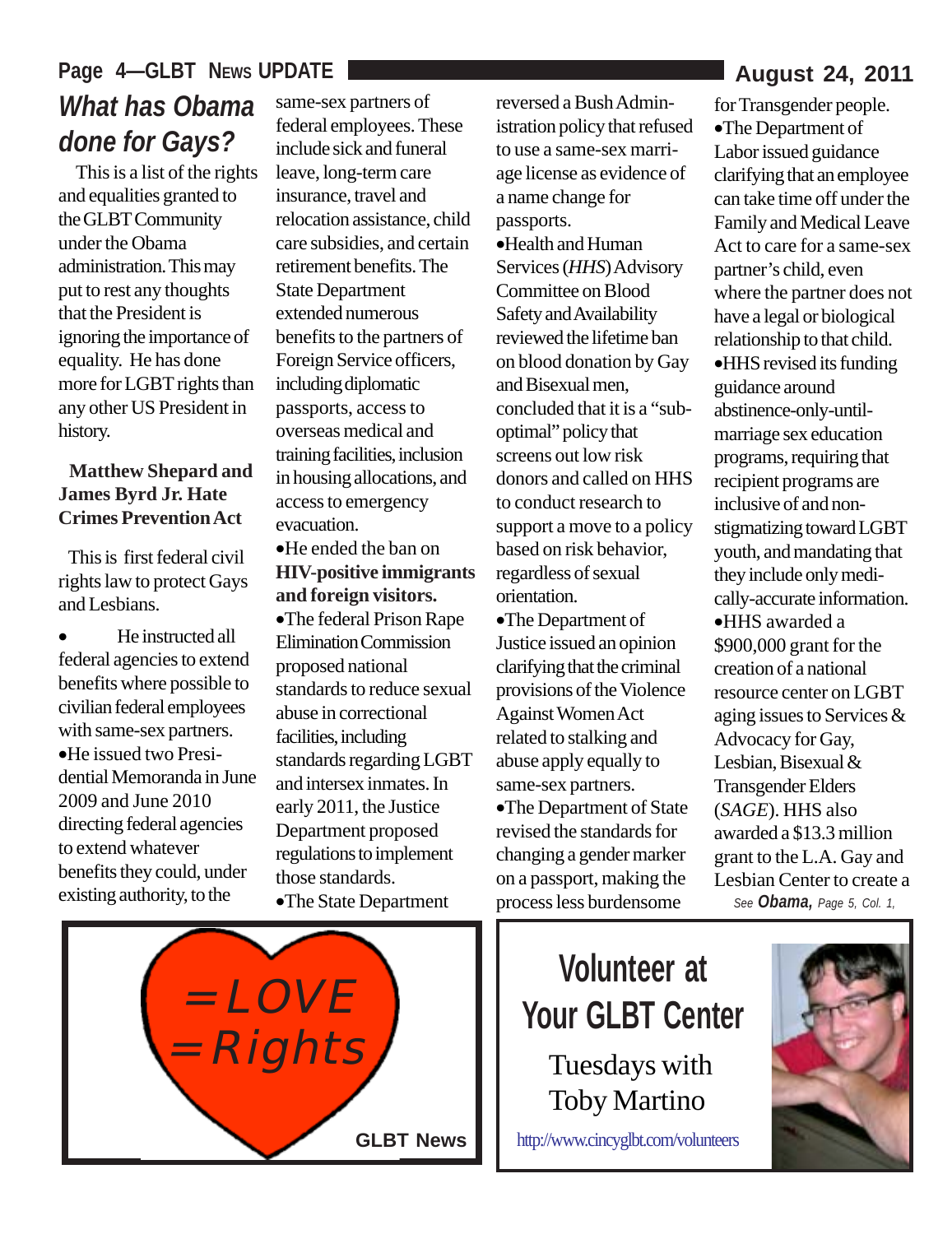## What has Obama done for Gays?

This is a list of the rights and equalities granted to the GLBT Community under the Obama administration. This may put to rest any thoughts that the President is ignoring the importance of equality. He has done more for LGBT rights than any other US President in history.

**Matthew Shepard and James Byrd Jr. Hate Crimes Prevention Act**

This is first federal civil rights law to protect Gays and Lesbians.

- He instructed all federal agencies to extend benefits where possible to civilian federal employees with same-sex partners.
- He issued two Presidential Memoranda in June 2009 and June 2010 directing federal agencies to extend whatever benefits they could, under existing authority, to the same-sex partners of federal employees. These include sick and funeral leave, long-term care insurance, travel and relocation assistance, child care subsidies, and certain retirement benefits. The State Department extended numerous benefits to the partners of Foreign Service officers, including diplomatic passports, access to overseas medical and training facilities, inclusion in housing allocations, and access to emergency evacuation.
- He ended the ban on **HIV-positive immigrants and foreign visitors.**
- The federal Prison Rape Elimination Commission proposed national standards to reduce sexual abuse in correctional facilities, including standards regarding LGBT and intersex inmates. In early 2011, the Justice Department proposed regulations to implement those standards.
- The State Department reversed a Bush Administration policy that refused to use a same-sex marriage license as evidence of a name change for passports.
- Health and Human Services (*HHS*) Advisory Committee on Blood Safety and Availability reviewed the lifetime ban on blood donation by Gay and Bisexual men, concluded that it is a "sub-optimal" policy that screens out low risk donors and called on HHS to conduct research to support a move to a policy based on risk behavior, regardless of sexual orientation.
- The Department of Justice issued an opinion clarifying that the criminal provisions of the Violence Against Women Act related to stalking and abuse apply equally to same-sex partners.
- The Department of State revised the standards for changing a gender marker on a passport, making the process less burdensome for Transgender people.
- The Department of Labor issued guidance clarifying that an employee can take time off under the Family and Medical Leave Act to care for a same-sex partner's child, even where the partner does not have a legal or biological relationship to that child.
- HHS revised its funding guidance around abstinence-only-until-marriage sex education programs, requiring that recipient programs are inclusive of and non-stigmatizing toward LGBT youth, and mandating that they include only medically-accurate information.
- HHS awarded a $900,000 grant for the creation of a national resource center on LGBT aging issues to Services & Advocacy for Gay, Lesbian, Bisexual & Transgender Elders (*SAGE*). HHS also awarded a $13.3 million grant to the L.A. Gay and Lesbian Center to create a

*See* ***Obama,*** *Page 5, Col. 1,*

=LOVE
=Rights

GLBT News

## Volunteer at Your GLBT Center

Tuesdays with Toby Martino

http://www.cincyglbt.com/volunteers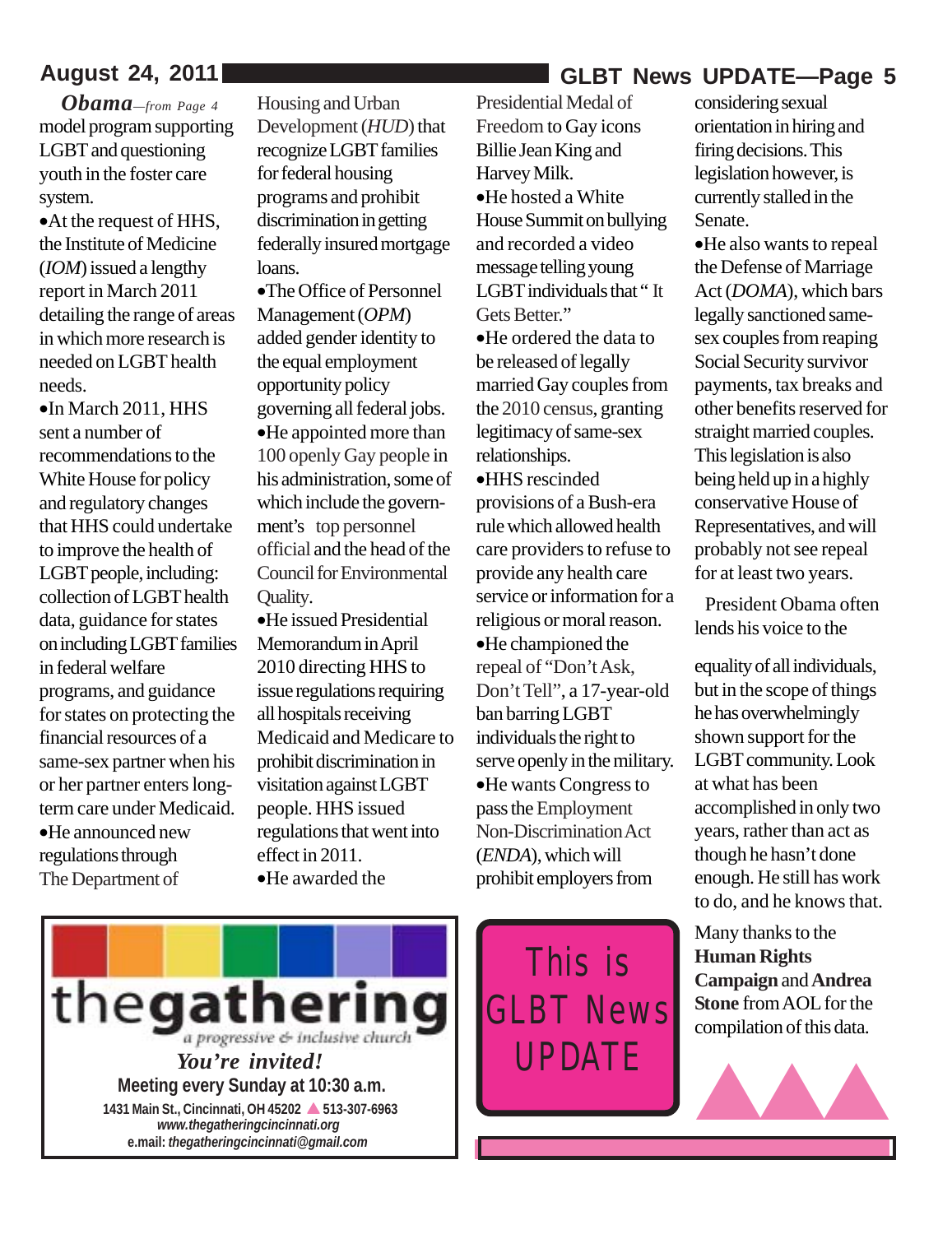**Obama**—*from Page 4*

model program supporting LGBT and questioning youth in the foster care system.

- At the request of HHS, the Institute of Medicine (*IOM*) issued a lengthy report in March 2011 detailing the range of areas in which more research is needed on LGBT health needs.
- In March 2011, HHS sent a number of recommendations to the White House for policy and regulatory changes that HHS could undertake to improve the health of LGBT people, including: collection of LGBT health data, guidance for states on including LGBT families in federal welfare programs, and guidance for states on protecting the financial resources of a same-sex partner when his or her partner enters long-term care under Medicaid.
- He announced new regulations through The Department of Housing and Urban Development (*HUD*) that recognize LGBT families for federal housing programs and prohibit discrimination in getting federally insured mortgage loans.
- The Office of Personnel Management (*OPM*) added gender identity to the equal employment opportunity policy governing all federal jobs.
- He appointed more than 100 openly Gay people in his administration, some of which include the government's top personnel official and the head of the Council for Environmental Quality.
- He issued Presidential Memorandum in April 2010 directing HHS to issue regulations requiring all hospitals receiving Medicaid and Medicare to prohibit discrimination in visitation against LGBT people. HHS issued regulations that went into effect in 2011.
- He awarded the Presidential Medal of Freedom to Gay icons Billie Jean King and Harvey Milk.
- He hosted a White House Summit on bullying and recorded a video message telling young LGBT individuals that "It Gets Better."
- He ordered the data to be released of legally married Gay couples from the 2010 census, granting legitimacy of same-sex relationships.
- HHS rescinded provisions of a Bush-era rule which allowed health care providers to refuse to provide any health care service or information for a religious or moral reason.
- He championed the repeal of "Don't Ask, Don't Tell", a 17-year-old ban barring LGBT individuals the right to serve openly in the military.
- He wants Congress to pass the Employment Non-Discrimination Act (*ENDA*), which will prohibit employers from considering sexual orientation in hiring and firing decisions. This legislation however, is currently stalled in the Senate.
- He also wants to repeal the Defense of Marriage Act (*DOMA*), which bars legally sanctioned same-sex couples from reaping Social Security survivor payments, tax breaks and other benefits reserved for straight married couples. This legislation is also being held up in a highly conservative House of Representatives, and will probably not see repeal for at least two years.

President Obama often lends his voice to the equality of all individuals, but in the scope of things he has overwhelmingly shown support for the LGBT community. Look at what has been accomplished in only two years, rather than act as though he hasn't done enough. He still has work to do, and he knows that.

Many thanks to the **Human Rights Campaign** and **Andrea Stone** from AOL for the compilation of this data.

---

**thegathering**

*a progressive & inclusive church*

***You're invited!***

**Meeting every Sunday at 10:30 a.m.**

**1431 Main St., Cincinnati, OH 45202 ▲ 513-307-6963**

***www.thegatheringcincinnati.org***

**e.mail: *thegatheringcincinnati@gmail.com***

---

This is GLBT News UPDATE